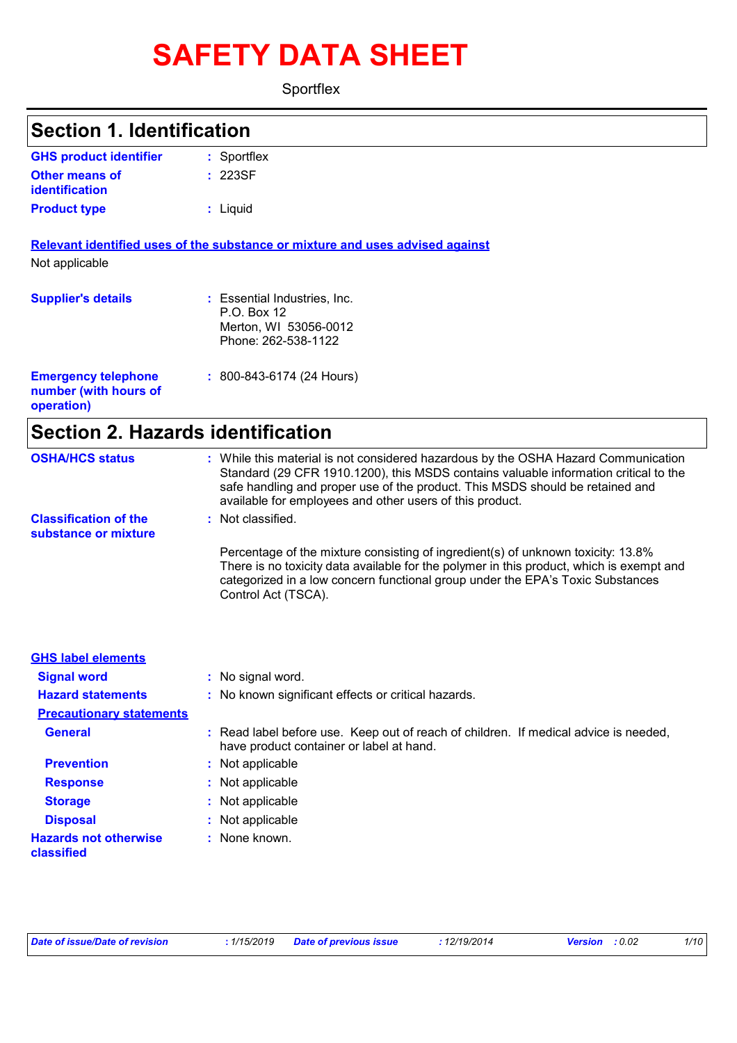# SAFETY DATA SHEET

Sportflex

## Section 1. Identification

| | |
|---|---|
| **GHS product identifier** | : Sportflex |
| **Other means of identification** | : 223SF |
| **Product type** | : Liquid |

**Relevant identified uses of the substance or mixture and uses advised against**

Not applicable

| | |
|---|---|
| **Supplier's details** | : Essential Industries, Inc.<br>P.O. Box 12<br>Merton, WI 53056-0012<br>Phone: 262-538-1122 |
| **Emergency telephone number (with hours of operation)** | : 800-843-6174 (24 Hours) |

## Section 2. Hazards identification

| | |
|---|---|
| **OSHA/HCS status** | : While this material is not considered hazardous by the OSHA Hazard Communication Standard (29 CFR 1910.1200), this MSDS contains valuable information critical to the safe handling and proper use of the product. This MSDS should be retained and available for employees and other users of this product. |
| **Classification of the substance or mixture** | : Not classified. |

Percentage of the mixture consisting of ingredient(s) of unknown toxicity: 13.8%
There is no toxicity data available for the polymer in this product, which is exempt and categorized in a low concern functional group under the EPA's Toxic Substances Control Act (TSCA).

**GHS label elements**

| | |
|---|---|
| **Signal word** | : No signal word. |
| **Hazard statements** | : No known significant effects or critical hazards. |

**Precautionary statements**

| | |
|---|---|
| **General** | : Read label before use. Keep out of reach of children. If medical advice is needed, have product container or label at hand. |
| **Prevention** | : Not applicable |
| **Response** | : Not applicable |
| **Storage** | : Not applicable |
| **Disposal** | : Not applicable |
| **Hazards not otherwise classified** | : None known. |

*Date of issue/Date of revision : 1/15/2019 Date of previous issue : 12/19/2014 Version : 0.02*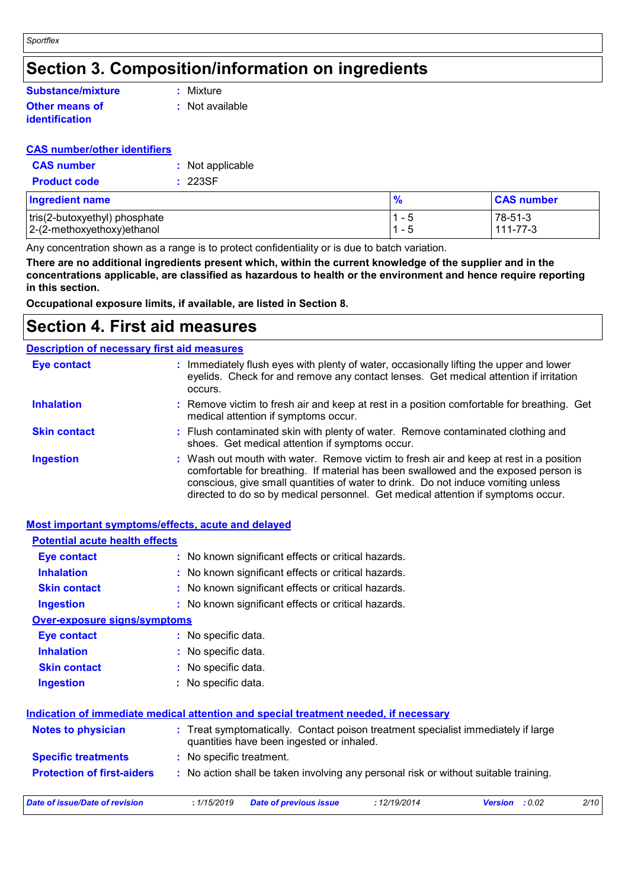# Section 3. Composition/information on ingredients

**Substance/mixture** : Mixture

**Other means of identification** : Not available

**CAS number/other identifiers**

**CAS number** : Not applicable

**Product code** : 223SF

| Ingredient name | % | CAS number |
|---|---|---|
| tris(2-butoxyethyl) phosphate | 1 - 5 | 78-51-3 |
| 2-(2-methoxyethoxy)ethanol | 1 - 5 | 111-77-3 |

Any concentration shown as a range is to protect confidentiality or is due to batch variation.

**There are no additional ingredients present which, within the current knowledge of the supplier and in the concentrations applicable, are classified as hazardous to health or the environment and hence require reporting in this section.**

**Occupational exposure limits, if available, are listed in Section 8.**

# Section 4. First aid measures

**Description of necessary first aid measures**

**Eye contact** : Immediately flush eyes with plenty of water, occasionally lifting the upper and lower eyelids. Check for and remove any contact lenses. Get medical attention if irritation occurs.

**Inhalation** : Remove victim to fresh air and keep at rest in a position comfortable for breathing. Get medical attention if symptoms occur.

**Skin contact** : Flush contaminated skin with plenty of water. Remove contaminated clothing and shoes. Get medical attention if symptoms occur.

**Ingestion** : Wash out mouth with water. Remove victim to fresh air and keep at rest in a position comfortable for breathing. If material has been swallowed and the exposed person is conscious, give small quantities of water to drink. Do not induce vomiting unless directed to do so by medical personnel. Get medical attention if symptoms occur.

**Most important symptoms/effects, acute and delayed**

**Potential acute health effects**

**Eye contact** : No known significant effects or critical hazards.

**Inhalation** : No known significant effects or critical hazards.

**Skin contact** : No known significant effects or critical hazards.

**Ingestion** : No known significant effects or critical hazards.

**Over-exposure signs/symptoms**

**Eye contact** : No specific data.

**Inhalation** : No specific data.

**Skin contact** : No specific data.

**Ingestion** : No specific data.

**Indication of immediate medical attention and special treatment needed, if necessary**

**Notes to physician** : Treat symptomatically. Contact poison treatment specialist immediately if large quantities have been ingested or inhaled.

**Specific treatments** : No specific treatment.

**Protection of first-aiders** : No action shall be taken involving any personal risk or without suitable training.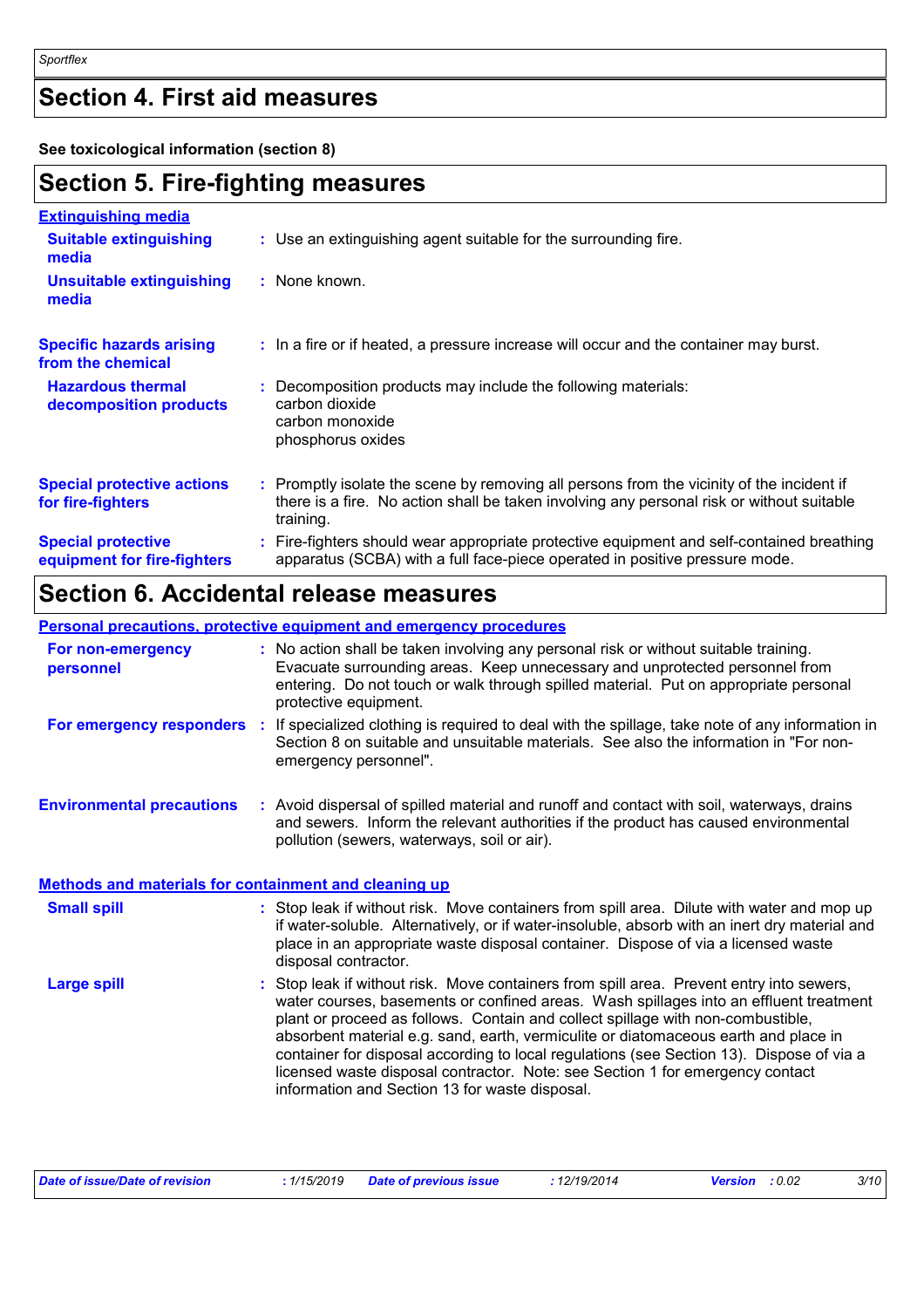## Section 4. First aid measures

**See toxicological information (section 8)**

## Section 5. Fire-fighting measures

**Extinguishing media**

**Suitable extinguishing media** : Use an extinguishing agent suitable for the surrounding fire.

**Unsuitable extinguishing media** : None known.

**Specific hazards arising from the chemical** : In a fire or if heated, a pressure increase will occur and the container may burst.

**Hazardous thermal decomposition products** : Decomposition products may include the following materials:
carbon dioxide
carbon monoxide
phosphorus oxides

**Special protective actions for fire-fighters** : Promptly isolate the scene by removing all persons from the vicinity of the incident if there is a fire. No action shall be taken involving any personal risk or without suitable training.

**Special protective equipment for fire-fighters** : Fire-fighters should wear appropriate protective equipment and self-contained breathing apparatus (SCBA) with a full face-piece operated in positive pressure mode.

## Section 6. Accidental release measures

**Personal precautions, protective equipment and emergency procedures**

**For non-emergency personnel** : No action shall be taken involving any personal risk or without suitable training. Evacuate surrounding areas. Keep unnecessary and unprotected personnel from entering. Do not touch or walk through spilled material. Put on appropriate personal protective equipment.

**For emergency responders** : If specialized clothing is required to deal with the spillage, take note of any information in Section 8 on suitable and unsuitable materials. See also the information in "For non-emergency personnel".

**Environmental precautions** : Avoid dispersal of spilled material and runoff and contact with soil, waterways, drains and sewers. Inform the relevant authorities if the product has caused environmental pollution (sewers, waterways, soil or air).

**Methods and materials for containment and cleaning up**

**Small spill** : Stop leak if without risk. Move containers from spill area. Dilute with water and mop up if water-soluble. Alternatively, or if water-insoluble, absorb with an inert dry material and place in an appropriate waste disposal container. Dispose of via a licensed waste disposal contractor.

**Large spill** : Stop leak if without risk. Move containers from spill area. Prevent entry into sewers, water courses, basements or confined areas. Wash spillages into an effluent treatment plant or proceed as follows. Contain and collect spillage with non-combustible, absorbent material e.g. sand, earth, vermiculite or diatomaceous earth and place in container for disposal according to local regulations (see Section 13). Dispose of via a licensed waste disposal contractor. Note: see Section 1 for emergency contact information and Section 13 for waste disposal.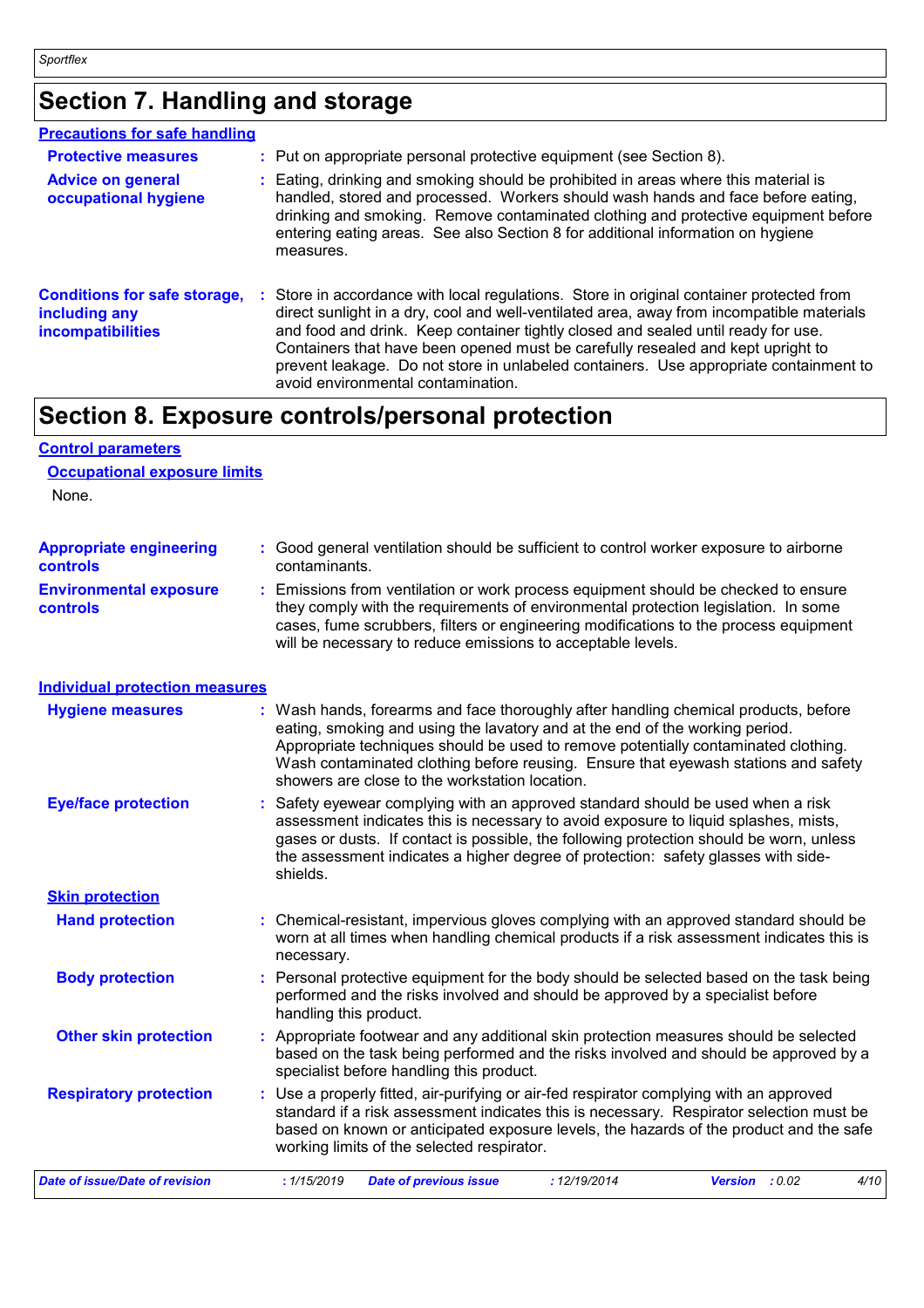## Section 7. Handling and storage

### Precautions for safe handling

**Protective measures** : Put on appropriate personal protective equipment (see Section 8).

**Advice on general occupational hygiene** : Eating, drinking and smoking should be prohibited in areas where this material is handled, stored and processed. Workers should wash hands and face before eating, drinking and smoking. Remove contaminated clothing and protective equipment before entering eating areas. See also Section 8 for additional information on hygiene measures.

**Conditions for safe storage, including any incompatibilities** : Store in accordance with local regulations. Store in original container protected from direct sunlight in a dry, cool and well-ventilated area, away from incompatible materials and food and drink. Keep container tightly closed and sealed until ready for use. Containers that have been opened must be carefully resealed and kept upright to prevent leakage. Do not store in unlabeled containers. Use appropriate containment to avoid environmental contamination.

## Section 8. Exposure controls/personal protection

### Control parameters

#### Occupational exposure limits

None.

**Appropriate engineering controls** : Good general ventilation should be sufficient to control worker exposure to airborne contaminants.

**Environmental exposure controls** : Emissions from ventilation or work process equipment should be checked to ensure they comply with the requirements of environmental protection legislation. In some cases, fume scrubbers, filters or engineering modifications to the process equipment will be necessary to reduce emissions to acceptable levels.

### Individual protection measures

**Hygiene measures** : Wash hands, forearms and face thoroughly after handling chemical products, before eating, smoking and using the lavatory and at the end of the working period. Appropriate techniques should be used to remove potentially contaminated clothing. Wash contaminated clothing before reusing. Ensure that eyewash stations and safety showers are close to the workstation location.

**Eye/face protection** : Safety eyewear complying with an approved standard should be used when a risk assessment indicates this is necessary to avoid exposure to liquid splashes, mists, gases or dusts. If contact is possible, the following protection should be worn, unless the assessment indicates a higher degree of protection: safety glasses with side-shields.

#### Skin protection

**Hand protection** : Chemical-resistant, impervious gloves complying with an approved standard should be worn at all times when handling chemical products if a risk assessment indicates this is necessary.

**Body protection** : Personal protective equipment for the body should be selected based on the task being performed and the risks involved and should be approved by a specialist before handling this product.

**Other skin protection** : Appropriate footwear and any additional skin protection measures should be selected based on the task being performed and the risks involved and should be approved by a specialist before handling this product.

**Respiratory protection** : Use a properly fitted, air-purifying or air-fed respirator complying with an approved standard if a risk assessment indicates this is necessary. Respirator selection must be based on known or anticipated exposure levels, the hazards of the product and the safe working limits of the selected respirator.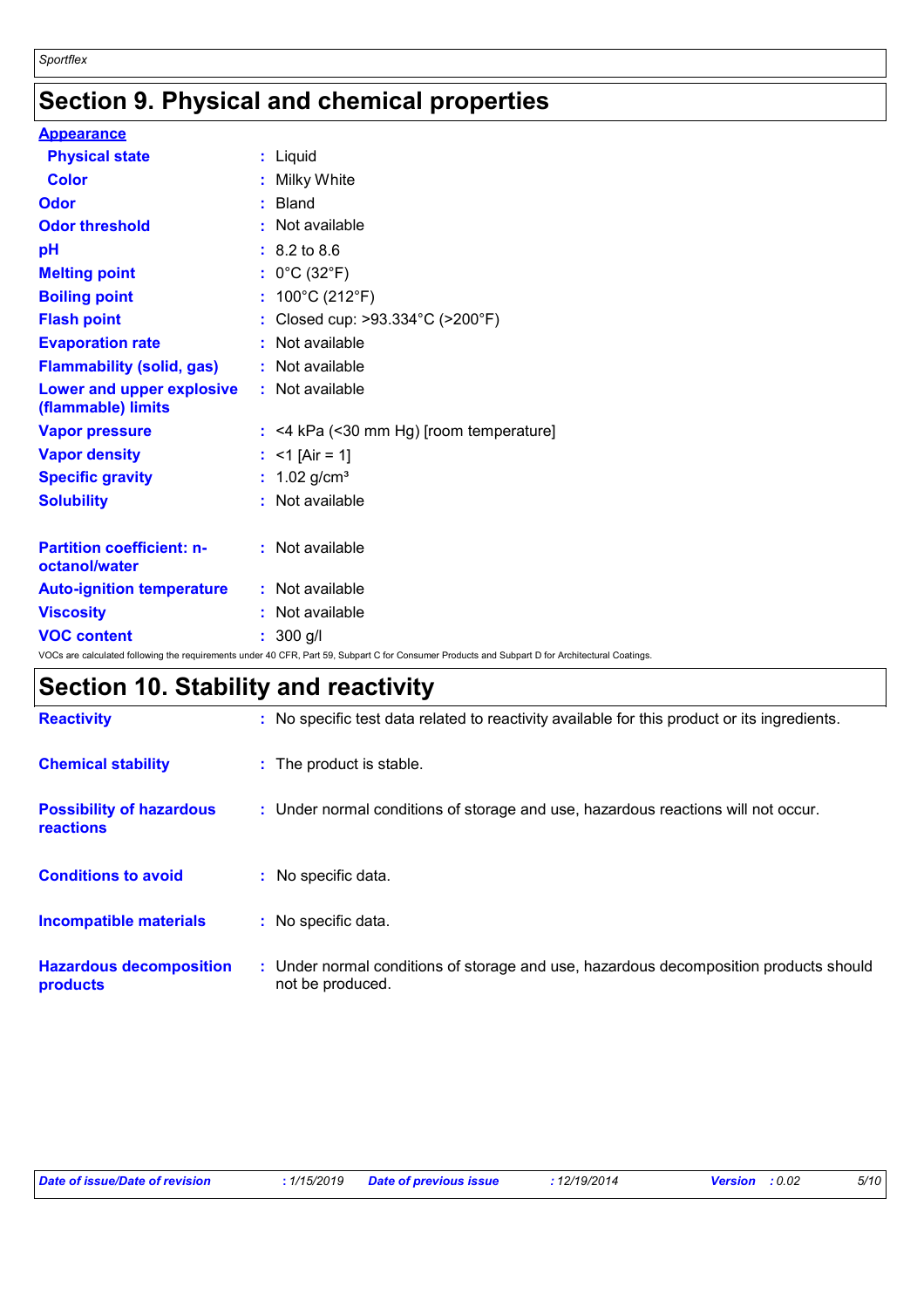## Section 9. Physical and chemical properties

**Appearance**

| | |
|---|---|
| **Physical state** | : Liquid |
| **Color** | : Milky White |
| **Odor** | : Bland |
| **Odor threshold** | : Not available |
| **pH** | : 8.2 to 8.6 |
| **Melting point** | : 0°C (32°F) |
| **Boiling point** | : 100°C (212°F) |
| **Flash point** | : Closed cup: >93.334°C (>200°F) |
| **Evaporation rate** | : Not available |
| **Flammability (solid, gas)** | : Not available |
| **Lower and upper explosive (flammable) limits** | : Not available |
| **Vapor pressure** | : <4 kPa (<30 mm Hg) [room temperature] |
| **Vapor density** | : <1 [Air = 1] |
| **Specific gravity** | : 1.02 g/cm³ |
| **Solubility** | : Not available |
| **Partition coefficient: n-octanol/water** | : Not available |
| **Auto-ignition temperature** | : Not available |
| **Viscosity** | : Not available |
| **VOC content** | : 300 g/l |

VOCs are calculated following the requirements under 40 CFR, Part 59, Subpart C for Consumer Products and Subpart D for Architectural Coatings.

## Section 10. Stability and reactivity

| | |
|---|---|
| **Reactivity** | : No specific test data related to reactivity available for this product or its ingredients. |
| **Chemical stability** | : The product is stable. |
| **Possibility of hazardous reactions** | : Under normal conditions of storage and use, hazardous reactions will not occur. |
| **Conditions to avoid** | : No specific data. |
| **Incompatible materials** | : No specific data. |
| **Hazardous decomposition products** | : Under normal conditions of storage and use, hazardous decomposition products should not be produced. |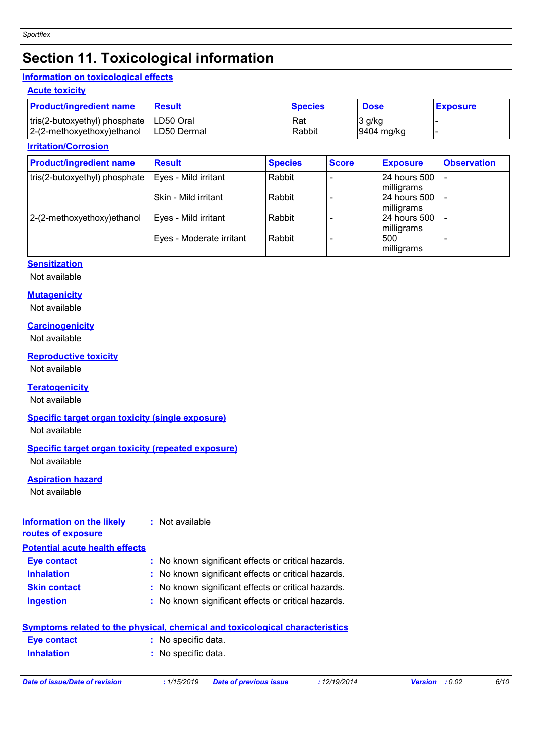# Section 11. Toxicological information

## Information on toxicological effects

### Acute toxicity

| Product/ingredient name | Result | Species | Dose | Exposure |
|---|---|---|---|---|
| tris(2-butoxyethyl) phosphate | LD50 Oral | Rat | 3 g/kg | - |
| 2-(2-methoxyethoxy)ethanol | LD50 Dermal | Rabbit | 9404 mg/kg | - |

### Irritation/Corrosion

| Product/ingredient name | Result | Species | Score | Exposure | Observation |
|---|---|---|---|---|---|
| tris(2-butoxyethyl) phosphate | Eyes - Mild irritant | Rabbit | - | 24 hours 500 milligrams | - |
| | Skin - Mild irritant | Rabbit | - | 24 hours 500 milligrams | - |
| 2-(2-methoxyethoxy)ethanol | Eyes - Mild irritant | Rabbit | - | 24 hours 500 milligrams | - |
| | Eyes - Moderate irritant | Rabbit | - | 500 milligrams | - |

### Sensitization

Not available

### Mutagenicity

Not available

### Carcinogenicity

Not available

### Reproductive toxicity

Not available

### Teratogenicity

Not available

### Specific target organ toxicity (single exposure)

Not available

### Specific target organ toxicity (repeated exposure)

Not available

### Aspiration hazard

Not available

**Information on the likely routes of exposure** : Not available

## Potential acute health effects

**Eye contact** : No known significant effects or critical hazards.

**Inhalation** : No known significant effects or critical hazards.

**Skin contact** : No known significant effects or critical hazards.

**Ingestion** : No known significant effects or critical hazards.

## Symptoms related to the physical, chemical and toxicological characteristics

**Eye contact** : No specific data.

**Inhalation** : No specific data.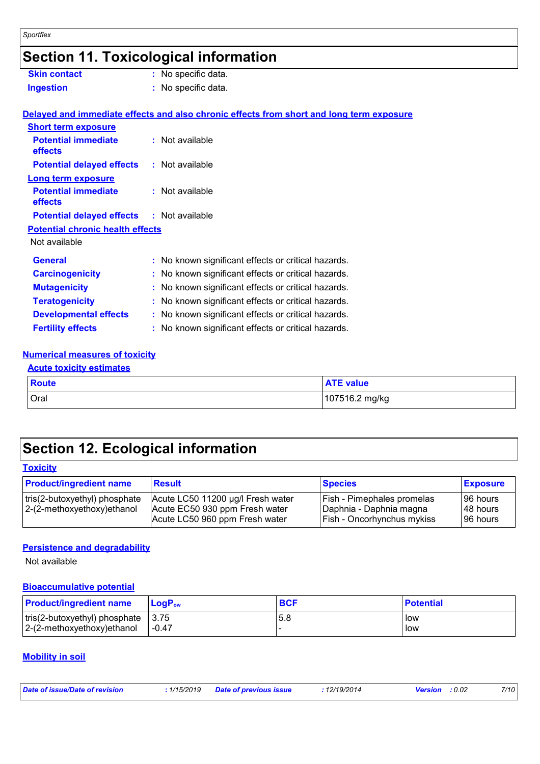# Section 11. Toxicological information

**Skin contact** : No specific data.

**Ingestion** : No specific data.

## Delayed and immediate effects and also chronic effects from short and long term exposure

### Short term exposure

**Potential immediate effects** : Not available

**Potential delayed effects** : Not available

### Long term exposure

**Potential immediate effects** : Not available

**Potential delayed effects** : Not available

### Potential chronic health effects

Not available

**General** : No known significant effects or critical hazards.

**Carcinogenicity** : No known significant effects or critical hazards.

**Mutagenicity** : No known significant effects or critical hazards.

**Teratogenicity** : No known significant effects or critical hazards.

**Developmental effects** : No known significant effects or critical hazards.

**Fertility effects** : No known significant effects or critical hazards.

## Numerical measures of toxicity

### Acute toxicity estimates

| Route | ATE value |
|---|---|
| Oral | 107516.2 mg/kg |

# Section 12. Ecological information

## Toxicity

| Product/ingredient name | Result | Species | Exposure |
|---|---|---|---|
| tris(2-butoxyethyl) phosphate | Acute LC50 11200 µg/l Fresh water | Fish - Pimephales promelas | 96 hours |
| 2-(2-methoxyethoxy)ethanol | Acute EC50 930 ppm Fresh water | Daphnia - Daphnia magna | 48 hours |
| | Acute LC50 960 ppm Fresh water | Fish - Oncorhynchus mykiss | 96 hours |

## Persistence and degradability

Not available

## Bioaccumulative potential

| Product/ingredient name | $LogP_{ow}$ | BCF | Potential |
|---|---|---|---|
| tris(2-butoxyethyl) phosphate | 3.75 | 5.8 | low |
| 2-(2-methoxyethoxy)ethanol | -0.47 | - | low |

## Mobility in soil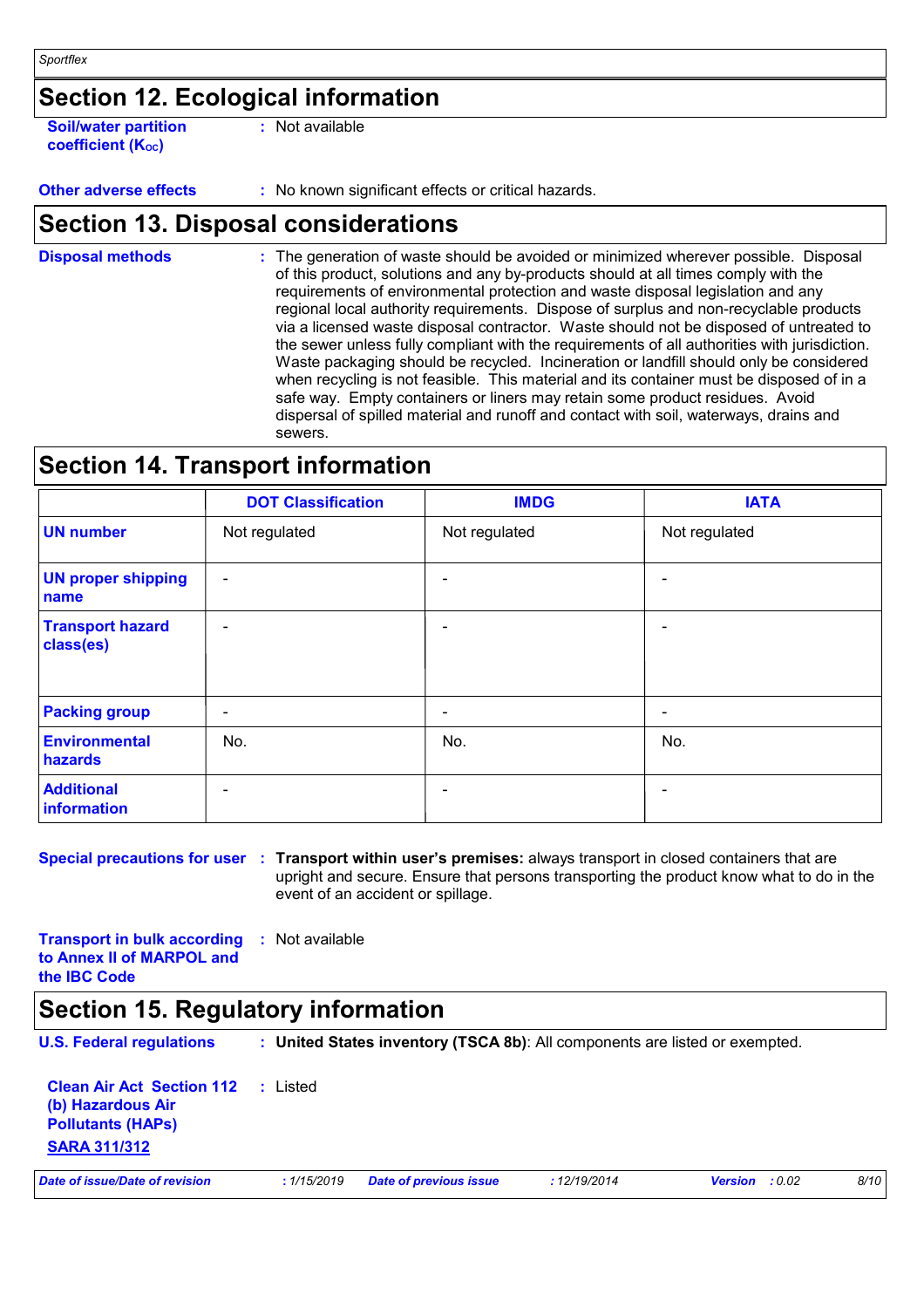## Section 12. Ecological information

**Soil/water partition coefficient ($K_{OC}$)** : Not available

**Other adverse effects** : No known significant effects or critical hazards.

## Section 13. Disposal considerations

**Disposal methods** : The generation of waste should be avoided or minimized wherever possible. Disposal of this product, solutions and any by-products should at all times comply with the requirements of environmental protection and waste disposal legislation and any regional local authority requirements. Dispose of surplus and non-recyclable products via a licensed waste disposal contractor. Waste should not be disposed of untreated to the sewer unless fully compliant with the requirements of all authorities with jurisdiction. Waste packaging should be recycled. Incineration or landfill should only be considered when recycling is not feasible. This material and its container must be disposed of in a safe way. Empty containers or liners may retain some product residues. Avoid dispersal of spilled material and runoff and contact with soil, waterways, drains and sewers.

## Section 14. Transport information

| | DOT Classification | IMDG | IATA |
|---|---|---|---|
| **UN number** | Not regulated | Not regulated | Not regulated |
| **UN proper shipping name** | - | - | - |
| **Transport hazard class(es)** | - | - | - |
| **Packing group** | - | - | - |
| **Environmental hazards** | No. | No. | No. |
| **Additional information** | - | - | - |

**Special precautions for user** : **Transport within user's premises:** always transport in closed containers that are upright and secure. Ensure that persons transporting the product know what to do in the event of an accident or spillage.

**Transport in bulk according to Annex II of MARPOL and the IBC Code** : Not available

## Section 15. Regulatory information

**U.S. Federal regulations** : **United States inventory (TSCA 8b)**: All components are listed or exempted.

**Clean Air Act Section 112 (b) Hazardous Air Pollutants (HAPs)** : Listed

**SARA 311/312**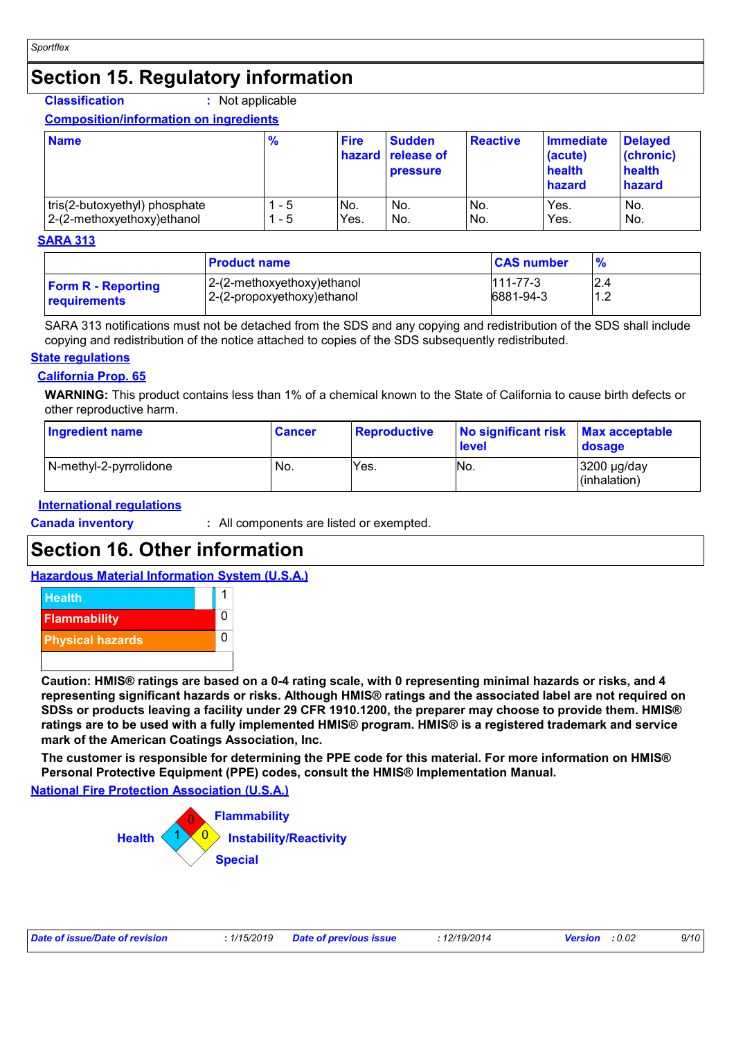## Section 15. Regulatory information

**Classification** : Not applicable

**Composition/information on ingredients**

| Name | % | Fire hazard | Sudden release of pressure | Reactive | Immediate (acute) health hazard | Delayed (chronic) health hazard |
|---|---|---|---|---|---|---|
| tris(2-butoxyethyl) phosphate | 1 - 5 | No. | No. | No. | Yes. | No. |
| 2-(2-methoxyethoxy)ethanol | 1 - 5 | Yes. | No. | No. | Yes. | No. |

**SARA 313**

| | Product name | CAS number | % |
|---|---|---|---|
| **Form R - Reporting requirements** | 2-(2-methoxyethoxy)ethanol | 111-77-3 | 2.4 |
| | 2-(2-propoxyethoxy)ethanol | 6881-94-3 | 1.2 |

SARA 313 notifications must not be detached from the SDS and any copying and redistribution of the SDS shall include copying and redistribution of the notice attached to copies of the SDS subsequently redistributed.

**State regulations**

**California Prop. 65**

**WARNING:** This product contains less than 1% of a chemical known to the State of California to cause birth defects or other reproductive harm.

| Ingredient name | Cancer | Reproductive | No significant risk level | Max acceptable dosage |
|---|---|---|---|---|
| N-methyl-2-pyrrolidone | No. | Yes. | No. | 3200 µg/day (inhalation) |

**International regulations**

**Canada inventory** : All components are listed or exempted.

## Section 16. Other information

**Hazardous Material Information System (U.S.A.)**

| | |
|---|---|
| Health | 1 |
| Flammability | 0 |
| Physical hazards | 0 |

**Caution: HMIS® ratings are based on a 0-4 rating scale, with 0 representing minimal hazards or risks, and 4 representing significant hazards or risks. Although HMIS® ratings and the associated label are not required on SDSs or products leaving a facility under 29 CFR 1910.1200, the preparer may choose to provide them. HMIS® ratings are to be used with a fully implemented HMIS® program. HMIS® is a registered trademark and service mark of the American Coatings Association, Inc.**

**The customer is responsible for determining the PPE code for this material. For more information on HMIS® Personal Protective Equipment (PPE) codes, consult the HMIS® Implementation Manual.**

**National Fire Protection Association (U.S.A.)**

Health: 1
Flammability: 0
Instability/Reactivity: 0
Special: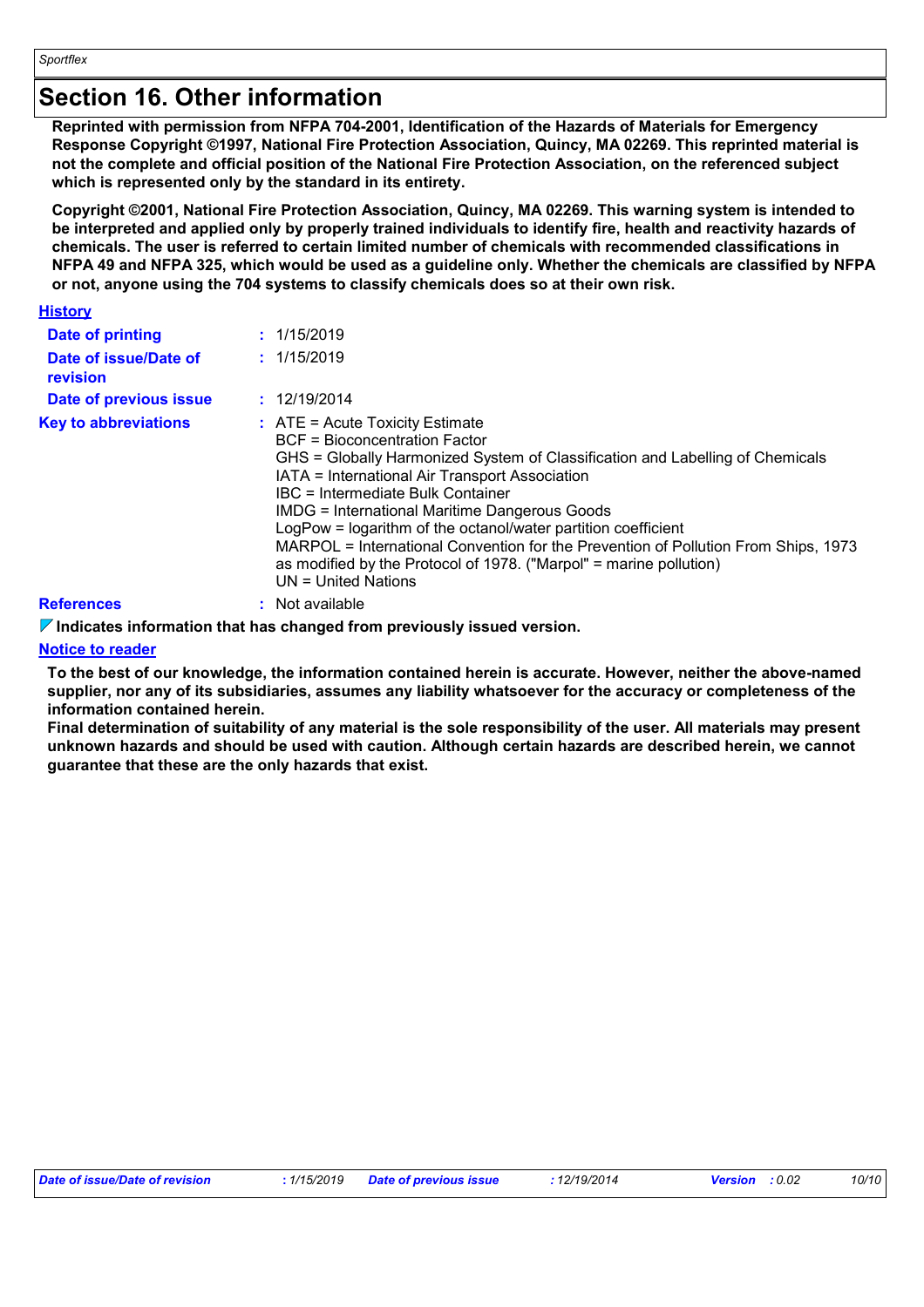# Section 16. Other information

**Reprinted with permission from NFPA 704-2001, Identification of the Hazards of Materials for Emergency Response Copyright ©1997, National Fire Protection Association, Quincy, MA 02269. This reprinted material is not the complete and official position of the National Fire Protection Association, on the referenced subject which is represented only by the standard in its entirety.**

**Copyright ©2001, National Fire Protection Association, Quincy, MA 02269. This warning system is intended to be interpreted and applied only by properly trained individuals to identify fire, health and reactivity hazards of chemicals. The user is referred to certain limited number of chemicals with recommended classifications in NFPA 49 and NFPA 325, which would be used as a guideline only. Whether the chemicals are classified by NFPA or not, anyone using the 704 systems to classify chemicals does so at their own risk.**

## History

**Date of printing** : 1/15/2019

**Date of issue/Date of revision** : 1/15/2019

**Date of previous issue** : 12/19/2014

**Key to abbreviations** :
- ATE = Acute Toxicity Estimate
- BCF = Bioconcentration Factor
- GHS = Globally Harmonized System of Classification and Labelling of Chemicals
- IATA = International Air Transport Association
- IBC = Intermediate Bulk Container
- IMDG = International Maritime Dangerous Goods
- LogPow = logarithm of the octanol/water partition coefficient
- MARPOL = International Convention for the Prevention of Pollution From Ships, 1973 as modified by the Protocol of 1978. ("Marpol" = marine pollution)
- UN = United Nations

**References** : Not available

**Indicates information that has changed from previously issued version.**

## Notice to reader

**To the best of our knowledge, the information contained herein is accurate. However, neither the above-named supplier, nor any of its subsidiaries, assumes any liability whatsoever for the accuracy or completeness of the information contained herein.**
**Final determination of suitability of any material is the sole responsibility of the user. All materials may present unknown hazards and should be used with caution. Although certain hazards are described herein, we cannot guarantee that these are the only hazards that exist.**